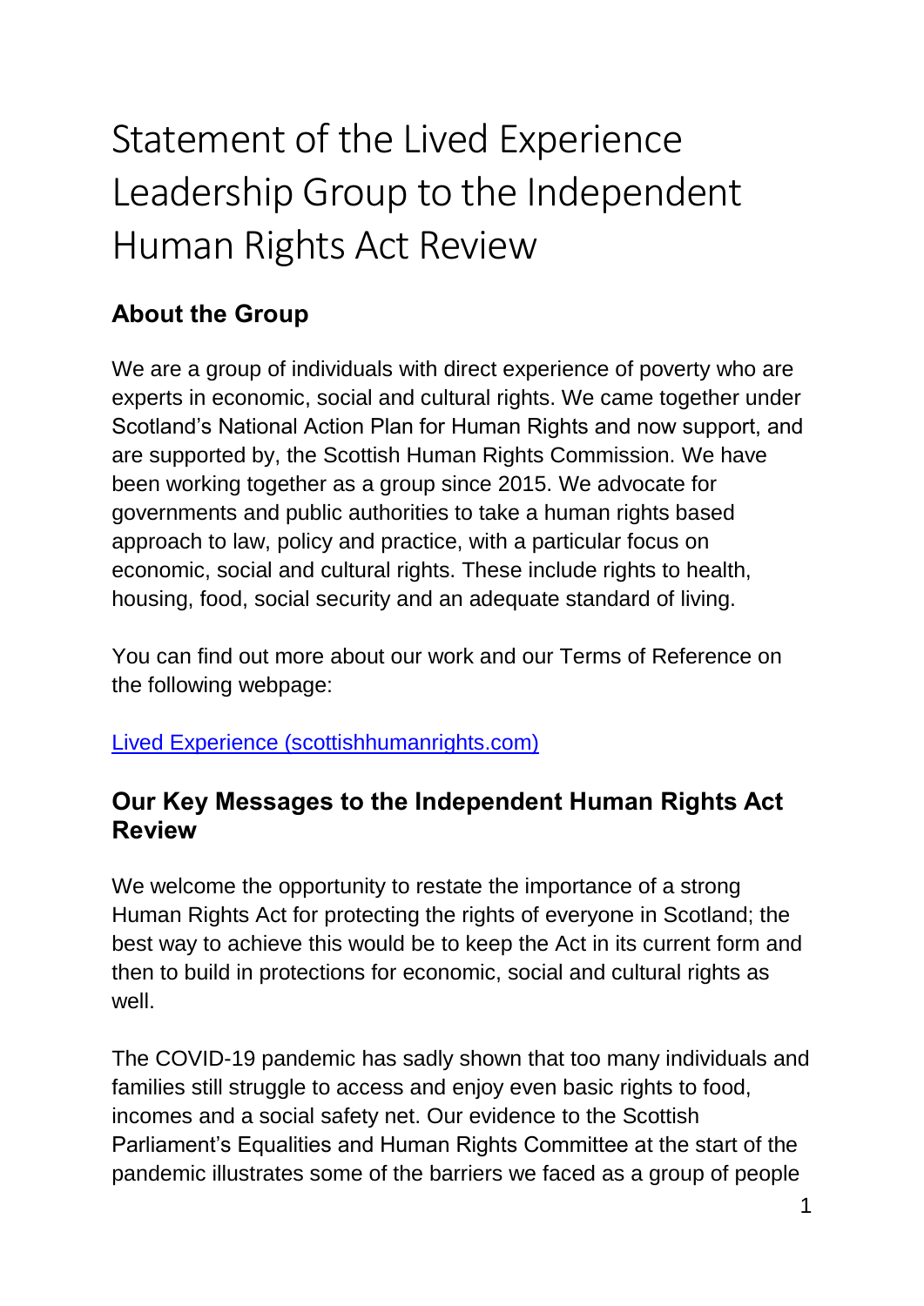# Statement of the Lived Experience Leadership Group to the Independent Human Rights Act Review

## About the Group

We are a group of individuals with direct experience of poverty who are experts in economic, social and cultural rights. We came together under Scotland's National Action Plan for Human Rights and now support, and are supported by, the Scottish Human Rights Commission. We have been working together as a group since 2015. We advocate for governments and public authorities to take a human rights based approach to law, policy and practice, with a particular focus on economic, social and cultural rights. These include rights to health, housing, food, social security and an adequate standard of living.

You can find out more about our work and our Terms of Reference on the following webpage:

[Lived Experience (scottishhumanrights.com)](https://www.scottishhumanrights.com)

## Our Key Messages to the Independent Human Rights Act Review

We welcome the opportunity to restate the importance of a strong Human Rights Act for protecting the rights of everyone in Scotland; the best way to achieve this would be to keep the Act in its current form and then to build in protections for economic, social and cultural rights as well.

The COVID-19 pandemic has sadly shown that too many individuals and families still struggle to access and enjoy even basic rights to food, incomes and a social safety net. Our evidence to the Scottish Parliament's Equalities and Human Rights Committee at the start of the pandemic illustrates some of the barriers we faced as a group of people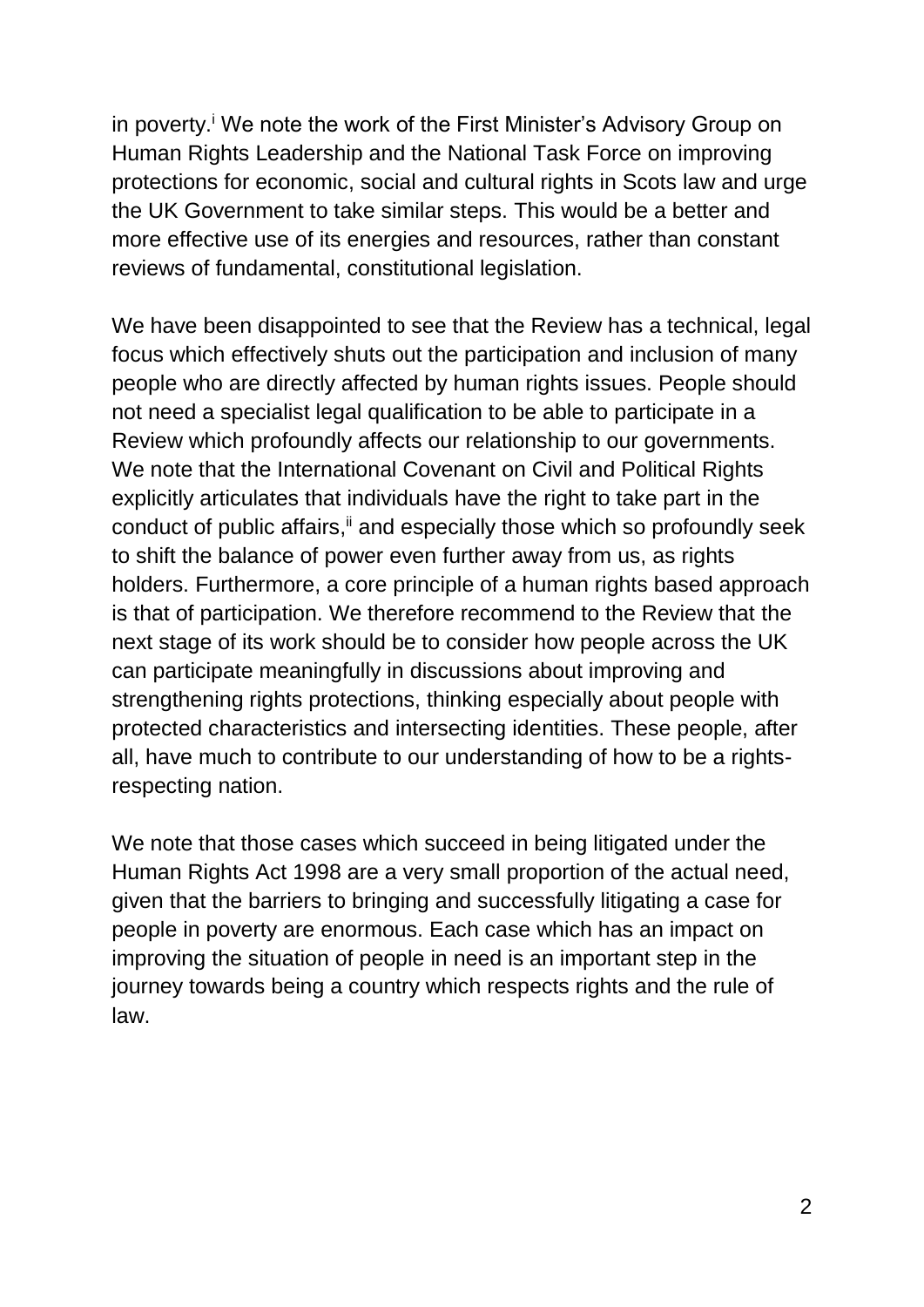in poverty.[i] We note the work of the First Minister's Advisory Group on Human Rights Leadership and the National Task Force on improving protections for economic, social and cultural rights in Scots law and urge the UK Government to take similar steps. This would be a better and more effective use of its energies and resources, rather than constant reviews of fundamental, constitutional legislation.

We have been disappointed to see that the Review has a technical, legal focus which effectively shuts out the participation and inclusion of many people who are directly affected by human rights issues. People should not need a specialist legal qualification to be able to participate in a Review which profoundly affects our relationship to our governments. We note that the International Covenant on Civil and Political Rights explicitly articulates that individuals have the right to take part in the conduct of public affairs,[ii] and especially those which so profoundly seek to shift the balance of power even further away from us, as rights holders. Furthermore, a core principle of a human rights based approach is that of participation. We therefore recommend to the Review that the next stage of its work should be to consider how people across the UK can participate meaningfully in discussions about improving and strengthening rights protections, thinking especially about people with protected characteristics and intersecting identities. These people, after all, have much to contribute to our understanding of how to be a rights-respecting nation.

We note that those cases which succeed in being litigated under the Human Rights Act 1998 are a very small proportion of the actual need, given that the barriers to bringing and successfully litigating a case for people in poverty are enormous. Each case which has an impact on improving the situation of people in need is an important step in the journey towards being a country which respects rights and the rule of law.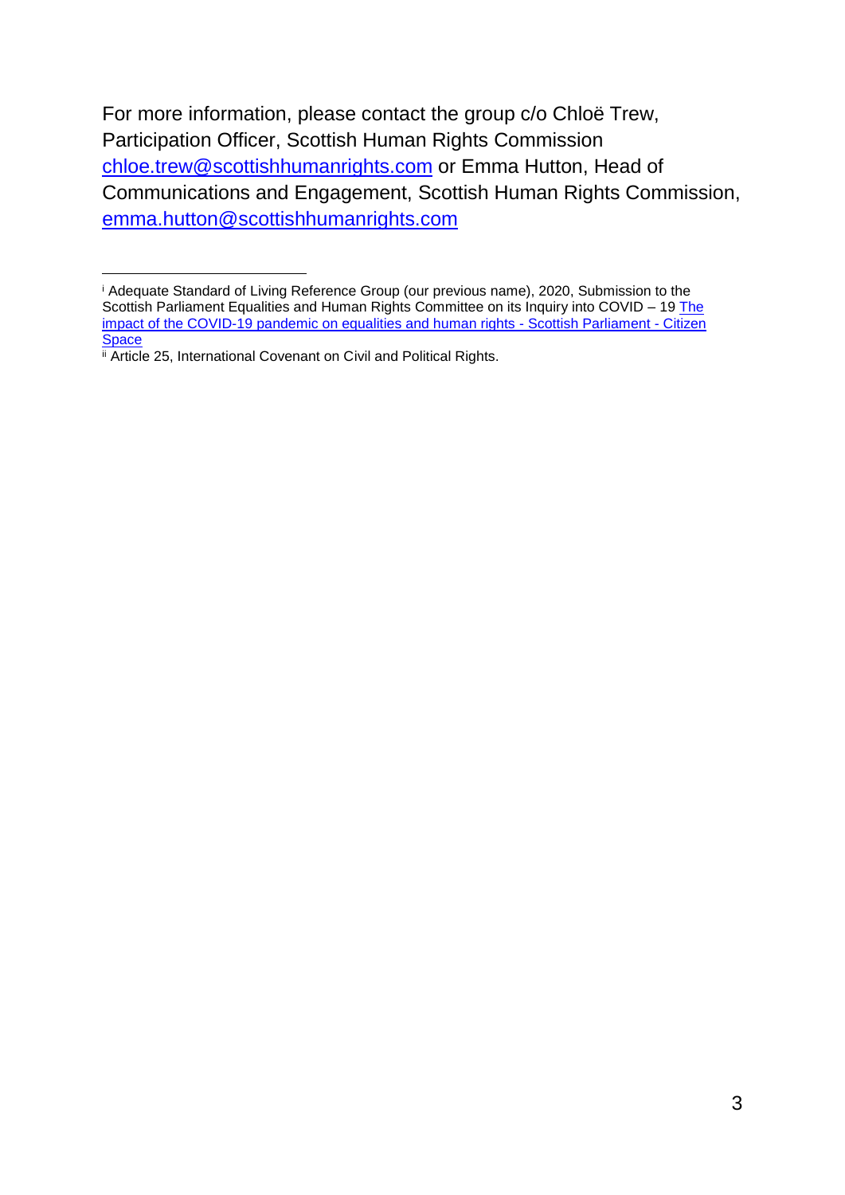For more information, please contact the group c/o Chloë Trew, Participation Officer, Scottish Human Rights Commission [chloe.trew@scottishhumanrights.com](mailto:chloe.trew@scottishhumanrights.com) or Emma Hutton, Head of Communications and Engagement, Scottish Human Rights Commission, [emma.hutton@scottishhumanrights.com](mailto:emma.hutton@scottishhumanrights.com)

---

[i] Adequate Standard of Living Reference Group (our previous name), 2020, Submission to the Scottish Parliament Equalities and Human Rights Committee on its Inquiry into COVID – 19 The impact of the COVID-19 pandemic on equalities and human rights - Scottish Parliament - Citizen Space

[ii] Article 25, International Covenant on Civil and Political Rights.